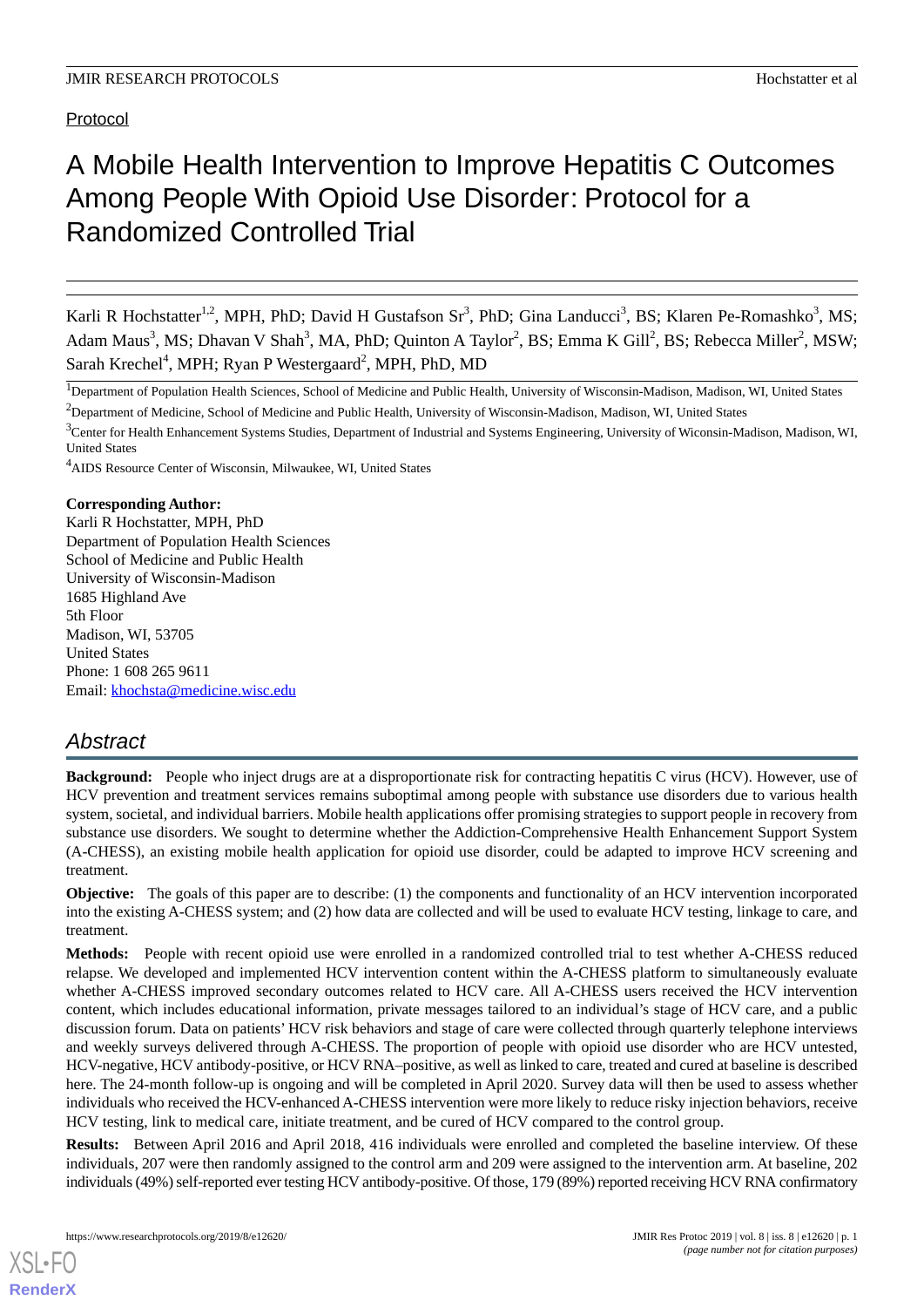Protocol

# A Mobile Health Intervention to Improve Hepatitis C Outcomes Among People With Opioid Use Disorder: Protocol for a Randomized Controlled Trial

Karli R Hochstatter[1,2], MPH, PhD; David H Gustafson Sr[3], PhD; Gina Landucci[3], BS; Klaren Pe-Romashko[3], MS; Adam Maus[3], MS; Dhavan V Shah[3], MA, PhD; Quinton A Taylor[2], BS; Emma K Gill[2], BS; Rebecca Miller[2], MSW; Sarah Krechel[4], MPH; Ryan P Westergaard[2], MPH, PhD, MD

[1]Department of Population Health Sciences, School of Medicine and Public Health, University of Wisconsin-Madison, Madison, WI, United States

[2]Department of Medicine, School of Medicine and Public Health, University of Wisconsin-Madison, Madison, WI, United States

[3]Center for Health Enhancement Systems Studies, Department of Industrial and Systems Engineering, University of Wiconsin-Madison, Madison, WI, United States

[4]AIDS Resource Center of Wisconsin, Milwaukee, WI, United States

**Corresponding Author:**
Karli R Hochstatter, MPH, PhD
Department of Population Health Sciences
School of Medicine and Public Health
University of Wisconsin-Madison
1685 Highland Ave
5th Floor
Madison, WI, 53705
United States
Phone: 1 608 265 9611
Email: khochsta@medicine.wisc.edu

## Abstract

**Background:** People who inject drugs are at a disproportionate risk for contracting hepatitis C virus (HCV). However, use of HCV prevention and treatment services remains suboptimal among people with substance use disorders due to various health system, societal, and individual barriers. Mobile health applications offer promising strategies to support people in recovery from substance use disorders. We sought to determine whether the Addiction-Comprehensive Health Enhancement Support System (A-CHESS), an existing mobile health application for opioid use disorder, could be adapted to improve HCV screening and treatment.

**Objective:** The goals of this paper are to describe: (1) the components and functionality of an HCV intervention incorporated into the existing A-CHESS system; and (2) how data are collected and will be used to evaluate HCV testing, linkage to care, and treatment.

**Methods:** People with recent opioid use were enrolled in a randomized controlled trial to test whether A-CHESS reduced relapse. We developed and implemented HCV intervention content within the A-CHESS platform to simultaneously evaluate whether A-CHESS improved secondary outcomes related to HCV care. All A-CHESS users received the HCV intervention content, which includes educational information, private messages tailored to an individual's stage of HCV care, and a public discussion forum. Data on patients' HCV risk behaviors and stage of care were collected through quarterly telephone interviews and weekly surveys delivered through A-CHESS. The proportion of people with opioid use disorder who are HCV untested, HCV-negative, HCV antibody-positive, or HCV RNA–positive, as well as linked to care, treated and cured at baseline is described here. The 24-month follow-up is ongoing and will be completed in April 2020. Survey data will then be used to assess whether individuals who received the HCV-enhanced A-CHESS intervention were more likely to reduce risky injection behaviors, receive HCV testing, link to medical care, initiate treatment, and be cured of HCV compared to the control group.

**Results:** Between April 2016 and April 2018, 416 individuals were enrolled and completed the baseline interview. Of these individuals, 207 were then randomly assigned to the control arm and 209 were assigned to the intervention arm. At baseline, 202 individuals (49%) self-reported ever testing HCV antibody-positive. Of those, 179 (89%) reported receiving HCV RNA confirmatory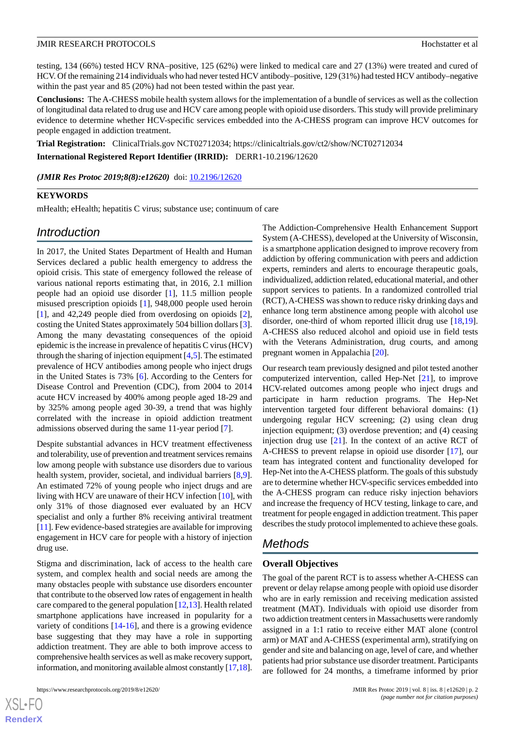testing, 134 (66%) tested HCV RNA–positive, 125 (62%) were linked to medical care and 27 (13%) were treated and cured of HCV. Of the remaining 214 individuals who had never tested HCV antibody–positive, 129 (31%) had tested HCV antibody–negative within the past year and 85 (20%) had not been tested within the past year.

**Conclusions:** The A-CHESS mobile health system allows for the implementation of a bundle of services as well as the collection of longitudinal data related to drug use and HCV care among people with opioid use disorders. This study will provide preliminary evidence to determine whether HCV-specific services embedded into the A-CHESS program can improve HCV outcomes for people engaged in addiction treatment.

**Trial Registration:** ClinicalTrials.gov NCT02712034; https://clinicaltrials.gov/ct2/show/NCT02712034

**International Registered Report Identifier (IRRID):** DERR1-10.2196/12620

***(JMIR Res Protoc 2019;8(8):e12620)*** doi: 10.2196/12620

**KEYWORDS**

mHealth; eHealth; hepatitis C virus; substance use; continuum of care

## Introduction

In 2017, the United States Department of Health and Human Services declared a public health emergency to address the opioid crisis. This state of emergency followed the release of various national reports estimating that, in 2016, 2.1 million people had an opioid use disorder [1], 11.5 million people misused prescription opioids [1], 948,000 people used heroin [1], and 42,249 people died from overdosing on opioids [2], costing the United States approximately 504 billion dollars [3]. Among the many devastating consequences of the opioid epidemic is the increase in prevalence of hepatitis C virus (HCV) through the sharing of injection equipment [4,5]. The estimated prevalence of HCV antibodies among people who inject drugs in the United States is 73% [6]. According to the Centers for Disease Control and Prevention (CDC), from 2004 to 2014 acute HCV increased by 400% among people aged 18-29 and by 325% among people aged 30-39, a trend that was highly correlated with the increase in opioid addiction treatment admissions observed during the same 11-year period [7].

Despite substantial advances in HCV treatment effectiveness and tolerability, use of prevention and treatment services remains low among people with substance use disorders due to various health system, provider, societal, and individual barriers [8,9]. An estimated 72% of young people who inject drugs and are living with HCV are unaware of their HCV infection [10], with only 31% of those diagnosed ever evaluated by an HCV specialist and only a further 8% receiving antiviral treatment [11]. Few evidence-based strategies are available for improving engagement in HCV care for people with a history of injection drug use.

Stigma and discrimination, lack of access to the health care system, and complex health and social needs are among the many obstacles people with substance use disorders encounter that contribute to the observed low rates of engagement in health care compared to the general population [12,13]. Health related smartphone applications have increased in popularity for a variety of conditions [14-16], and there is a growing evidence base suggesting that they may have a role in supporting addiction treatment. They are able to both improve access to comprehensive health services as well as make recovery support, information, and monitoring available almost constantly [17,18].

The Addiction-Comprehensive Health Enhancement Support System (A-CHESS), developed at the University of Wisconsin, is a smartphone application designed to improve recovery from addiction by offering communication with peers and addiction experts, reminders and alerts to encourage therapeutic goals, individualized, addiction related, educational material, and other support services to patients. In a randomized controlled trial (RCT), A-CHESS was shown to reduce risky drinking days and enhance long term abstinence among people with alcohol use disorder, one-third of whom reported illicit drug use [18,19]. A-CHESS also reduced alcohol and opioid use in field tests with the Veterans Administration, drug courts, and among pregnant women in Appalachia [20].

Our research team previously designed and pilot tested another computerized intervention, called Hep-Net [21], to improve HCV-related outcomes among people who inject drugs and participate in harm reduction programs. The Hep-Net intervention targeted four different behavioral domains: (1) undergoing regular HCV screening; (2) using clean drug injection equipment; (3) overdose prevention; and (4) ceasing injection drug use [21]. In the context of an active RCT of A-CHESS to prevent relapse in opioid use disorder [17], our team has integrated content and functionality developed for Hep-Net into the A-CHESS platform. The goals of this substudy are to determine whether HCV-specific services embedded into the A-CHESS program can reduce risky injection behaviors and increase the frequency of HCV testing, linkage to care, and treatment for people engaged in addiction treatment. This paper describes the study protocol implemented to achieve these goals.

## Methods

### Overall Objectives

The goal of the parent RCT is to assess whether A-CHESS can prevent or delay relapse among people with opioid use disorder who are in early remission and receiving medication assisted treatment (MAT). Individuals with opioid use disorder from two addiction treatment centers in Massachusetts were randomly assigned in a 1:1 ratio to receive either MAT alone (control arm) or MAT and A-CHESS (experimental arm), stratifying on gender and site and balancing on age, level of care, and whether patients had prior substance use disorder treatment. Participants are followed for 24 months, a timeframe informed by prior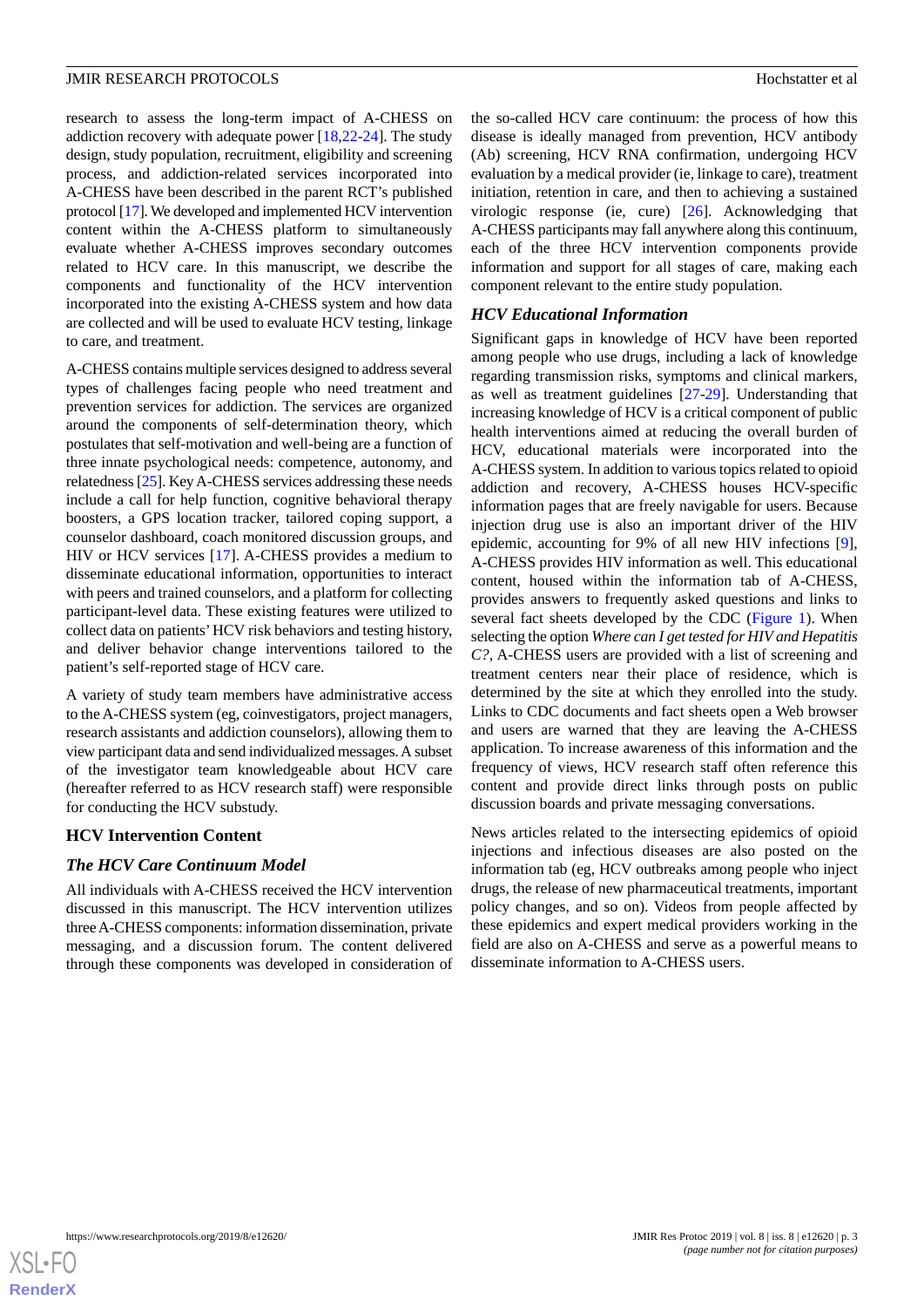research to assess the long-term impact of A-CHESS on addiction recovery with adequate power [18,22-24]. The study design, study population, recruitment, eligibility and screening process, and addiction-related services incorporated into A-CHESS have been described in the parent RCT's published protocol [17]. We developed and implemented HCV intervention content within the A-CHESS platform to simultaneously evaluate whether A-CHESS improves secondary outcomes related to HCV care. In this manuscript, we describe the components and functionality of the HCV intervention incorporated into the existing A-CHESS system and how data are collected and will be used to evaluate HCV testing, linkage to care, and treatment.

A-CHESS contains multiple services designed to address several types of challenges facing people who need treatment and prevention services for addiction. The services are organized around the components of self-determination theory, which postulates that self-motivation and well-being are a function of three innate psychological needs: competence, autonomy, and relatedness [25]. Key A-CHESS services addressing these needs include a call for help function, cognitive behavioral therapy boosters, a GPS location tracker, tailored coping support, a counselor dashboard, coach monitored discussion groups, and HIV or HCV services [17]. A-CHESS provides a medium to disseminate educational information, opportunities to interact with peers and trained counselors, and a platform for collecting participant-level data. These existing features were utilized to collect data on patients' HCV risk behaviors and testing history, and deliver behavior change interventions tailored to the patient's self-reported stage of HCV care.

A variety of study team members have administrative access to the A-CHESS system (eg, coinvestigators, project managers, research assistants and addiction counselors), allowing them to view participant data and send individualized messages. A subset of the investigator team knowledgeable about HCV care (hereafter referred to as HCV research staff) were responsible for conducting the HCV substudy.

## HCV Intervention Content

### The HCV Care Continuum Model

All individuals with A-CHESS received the HCV intervention discussed in this manuscript. The HCV intervention utilizes three A-CHESS components: information dissemination, private messaging, and a discussion forum. The content delivered through these components was developed in consideration of the so-called HCV care continuum: the process of how this disease is ideally managed from prevention, HCV antibody (Ab) screening, HCV RNA confirmation, undergoing HCV evaluation by a medical provider (ie, linkage to care), treatment initiation, retention in care, and then to achieving a sustained virologic response (ie, cure) [26]. Acknowledging that A-CHESS participants may fall anywhere along this continuum, each of the three HCV intervention components provide information and support for all stages of care, making each component relevant to the entire study population.

### HCV Educational Information

Significant gaps in knowledge of HCV have been reported among people who use drugs, including a lack of knowledge regarding transmission risks, symptoms and clinical markers, as well as treatment guidelines [27-29]. Understanding that increasing knowledge of HCV is a critical component of public health interventions aimed at reducing the overall burden of HCV, educational materials were incorporated into the A-CHESS system. In addition to various topics related to opioid addiction and recovery, A-CHESS houses HCV-specific information pages that are freely navigable for users. Because injection drug use is also an important driver of the HIV epidemic, accounting for 9% of all new HIV infections [9], A-CHESS provides HIV information as well. This educational content, housed within the information tab of A-CHESS, provides answers to frequently asked questions and links to several fact sheets developed by the CDC (Figure 1). When selecting the option *Where can I get tested for HIV and Hepatitis C?*, A-CHESS users are provided with a list of screening and treatment centers near their place of residence, which is determined by the site at which they enrolled into the study. Links to CDC documents and fact sheets open a Web browser and users are warned that they are leaving the A-CHESS application. To increase awareness of this information and the frequency of views, HCV research staff often reference this content and provide direct links through posts on public discussion boards and private messaging conversations.

News articles related to the intersecting epidemics of opioid injections and infectious diseases are also posted on the information tab (eg, HCV outbreaks among people who inject drugs, the release of new pharmaceutical treatments, important policy changes, and so on). Videos from people affected by these epidemics and expert medical providers working in the field are also on A-CHESS and serve as a powerful means to disseminate information to A-CHESS users.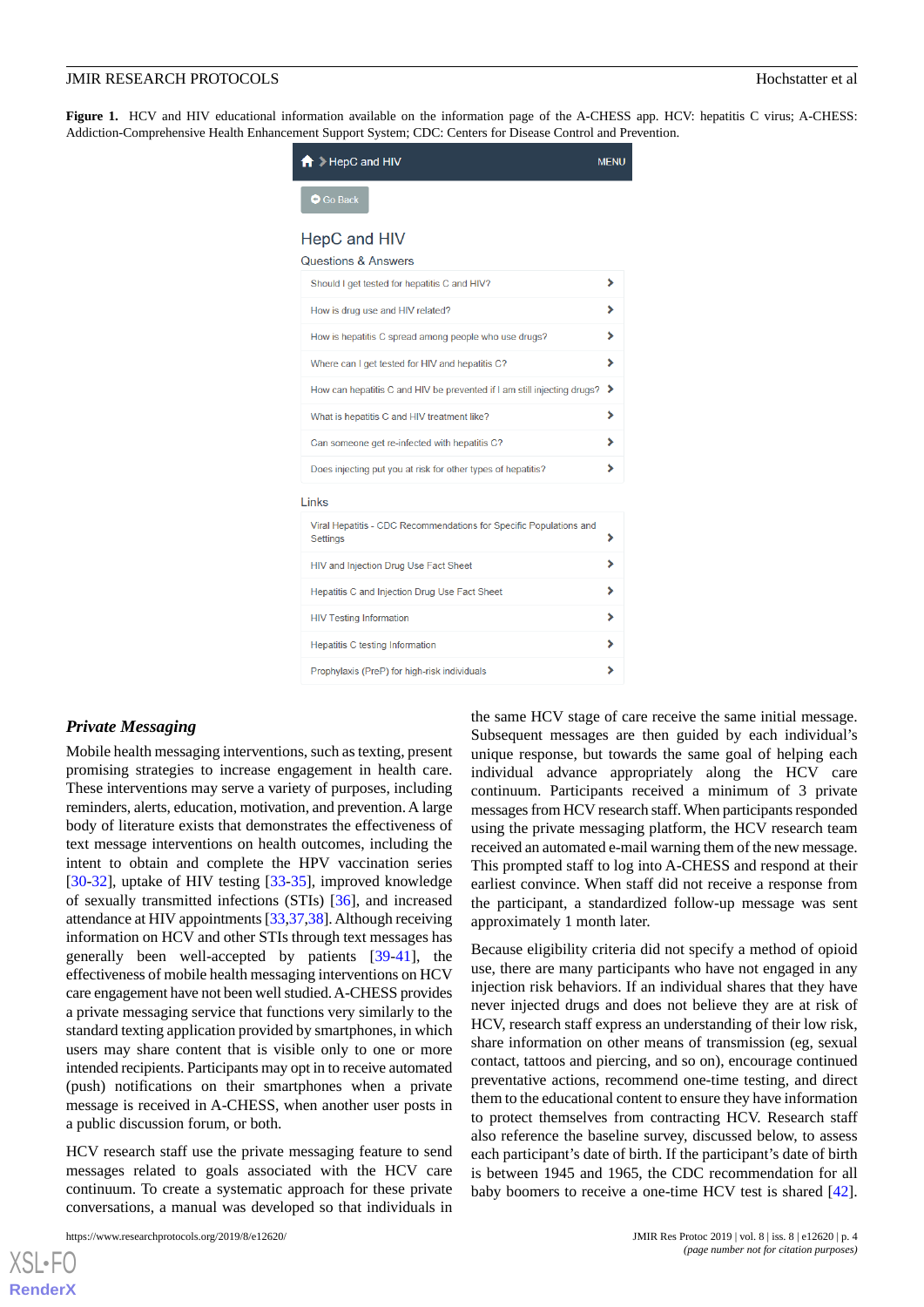**Figure 1.** HCV and HIV educational information available on the information page of the A-CHESS app. HCV: hepatitis C virus; A-CHESS: Addiction-Comprehensive Health Enhancement Support System; CDC: Centers for Disease Control and Prevention.

### *Private Messaging*

Mobile health messaging interventions, such as texting, present promising strategies to increase engagement in health care. These interventions may serve a variety of purposes, including reminders, alerts, education, motivation, and prevention. A large body of literature exists that demonstrates the effectiveness of text message interventions on health outcomes, including the intent to obtain and complete the HPV vaccination series [30-32], uptake of HIV testing [33-35], improved knowledge of sexually transmitted infections (STIs) [36], and increased attendance at HIV appointments [33,37,38]. Although receiving information on HCV and other STIs through text messages has generally been well-accepted by patients [39-41], the effectiveness of mobile health messaging interventions on HCV care engagement have not been well studied. A-CHESS provides a private messaging service that functions very similarly to the standard texting application provided by smartphones, in which users may share content that is visible only to one or more intended recipients. Participants may opt in to receive automated (push) notifications on their smartphones when a private message is received in A-CHESS, when another user posts in a public discussion forum, or both.

HCV research staff use the private messaging feature to send messages related to goals associated with the HCV care continuum. To create a systematic approach for these private conversations, a manual was developed so that individuals in the same HCV stage of care receive the same initial message. Subsequent messages are then guided by each individual's unique response, but towards the same goal of helping each individual advance appropriately along the HCV care continuum. Participants received a minimum of 3 private messages from HCV research staff. When participants responded using the private messaging platform, the HCV research team received an automated e-mail warning them of the new message. This prompted staff to log into A-CHESS and respond at their earliest convince. When staff did not receive a response from the participant, a standardized follow-up message was sent approximately 1 month later.

Because eligibility criteria did not specify a method of opioid use, there are many participants who have not engaged in any injection risk behaviors. If an individual shares that they have never injected drugs and does not believe they are at risk of HCV, research staff express an understanding of their low risk, share information on other means of transmission (eg, sexual contact, tattoos and piercing, and so on), encourage continued preventative actions, recommend one-time testing, and direct them to the educational content to ensure they have information to protect themselves from contracting HCV. Research staff also reference the baseline survey, discussed below, to assess each participant's date of birth. If the participant's date of birth is between 1945 and 1965, the CDC recommendation for all baby boomers to receive a one-time HCV test is shared [42].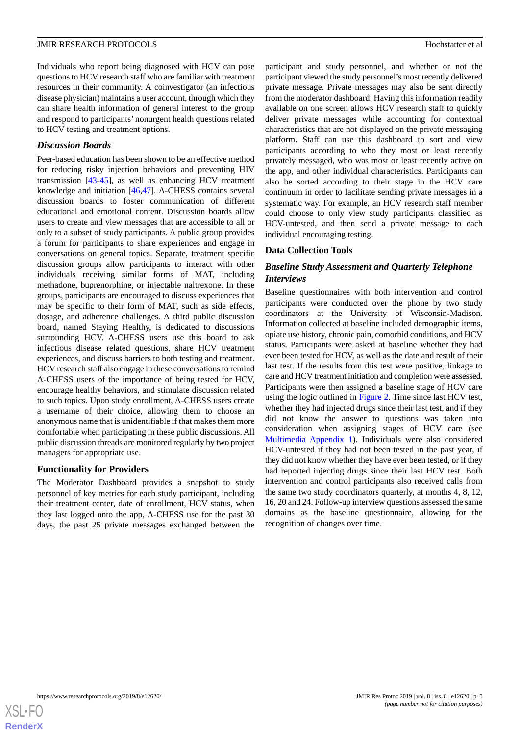Individuals who report being diagnosed with HCV can pose questions to HCV research staff who are familiar with treatment resources in their community. A coinvestigator (an infectious disease physician) maintains a user account, through which they can share health information of general interest to the group and respond to participants' nonurgent health questions related to HCV testing and treatment options.

### *Discussion Boards*

Peer-based education has been shown to be an effective method for reducing risky injection behaviors and preventing HIV transmission [43-45], as well as enhancing HCV treatment knowledge and initiation [46,47]. A-CHESS contains several discussion boards to foster communication of different educational and emotional content. Discussion boards allow users to create and view messages that are accessible to all or only to a subset of study participants. A public group provides a forum for participants to share experiences and engage in conversations on general topics. Separate, treatment specific discussion groups allow participants to interact with other individuals receiving similar forms of MAT, including methadone, buprenorphine, or injectable naltrexone. In these groups, participants are encouraged to discuss experiences that may be specific to their form of MAT, such as side effects, dosage, and adherence challenges. A third public discussion board, named Staying Healthy, is dedicated to discussions surrounding HCV. A-CHESS users use this board to ask infectious disease related questions, share HCV treatment experiences, and discuss barriers to both testing and treatment. HCV research staff also engage in these conversations to remind A-CHESS users of the importance of being tested for HCV, encourage healthy behaviors, and stimulate discussion related to such topics. Upon study enrollment, A-CHESS users create a username of their choice, allowing them to choose an anonymous name that is unidentifiable if that makes them more comfortable when participating in these public discussions. All public discussion threads are monitored regularly by two project managers for appropriate use.

## Functionality for Providers

The Moderator Dashboard provides a snapshot to study personnel of key metrics for each study participant, including their treatment center, date of enrollment, HCV status, when they last logged onto the app, A-CHESS use for the past 30 days, the past 25 private messages exchanged between the participant and study personnel, and whether or not the participant viewed the study personnel's most recently delivered private message. Private messages may also be sent directly from the moderator dashboard. Having this information readily available on one screen allows HCV research staff to quickly deliver private messages while accounting for contextual characteristics that are not displayed on the private messaging platform. Staff can use this dashboard to sort and view participants according to who they most or least recently privately messaged, who was most or least recently active on the app, and other individual characteristics. Participants can also be sorted according to their stage in the HCV care continuum in order to facilitate sending private messages in a systematic way. For example, an HCV research staff member could choose to only view study participants classified as HCV-untested, and then send a private message to each individual encouraging testing.

## Data Collection Tools

### *Baseline Study Assessment and Quarterly Telephone Interviews*

Baseline questionnaires with both intervention and control participants were conducted over the phone by two study coordinators at the University of Wisconsin-Madison. Information collected at baseline included demographic items, opiate use history, chronic pain, comorbid conditions, and HCV status. Participants were asked at baseline whether they had ever been tested for HCV, as well as the date and result of their last test. If the results from this test were positive, linkage to care and HCV treatment initiation and completion were assessed. Participants were then assigned a baseline stage of HCV care using the logic outlined in Figure 2. Time since last HCV test, whether they had injected drugs since their last test, and if they did not know the answer to questions was taken into consideration when assigning stages of HCV care (see Multimedia Appendix 1). Individuals were also considered HCV-untested if they had not been tested in the past year, if they did not know whether they have ever been tested, or if they had reported injecting drugs since their last HCV test. Both intervention and control participants also received calls from the same two study coordinators quarterly, at months 4, 8, 12, 16, 20 and 24. Follow-up interview questions assessed the same domains as the baseline questionnaire, allowing for the recognition of changes over time.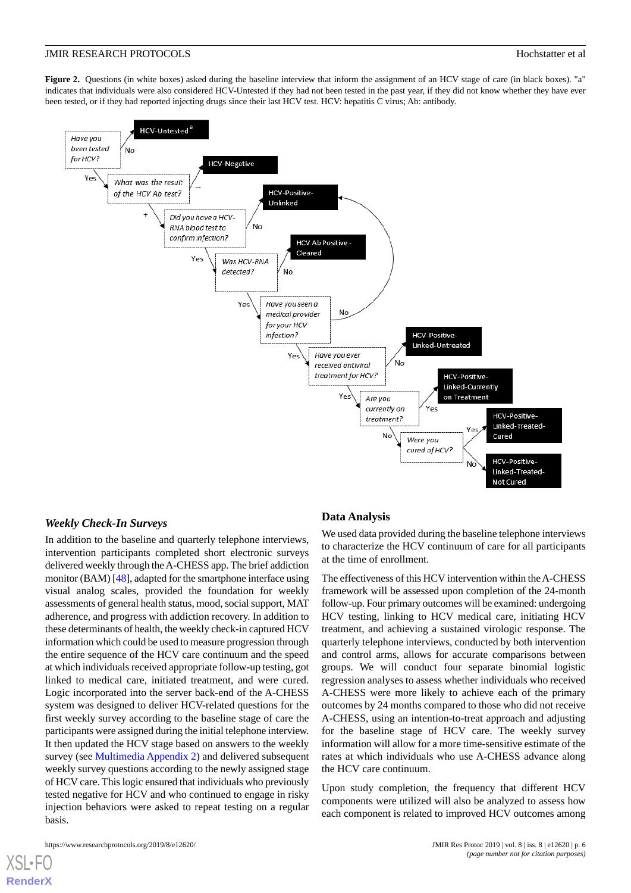**Figure 2.** Questions (in white boxes) asked during the baseline interview that inform the assignment of an HCV stage of care (in black boxes). "a" indicates that individuals were also considered HCV-Untested if they had not been tested in the past year, if they did not know whether they have ever been tested, or if they had reported injecting drugs since their last HCV test. HCV: hepatitis C virus; Ab: antibody.

### *Weekly Check-In Surveys*

In addition to the baseline and quarterly telephone interviews, intervention participants completed short electronic surveys delivered weekly through the A-CHESS app. The brief addiction monitor (BAM) [48], adapted for the smartphone interface using visual analog scales, provided the foundation for weekly assessments of general health status, mood, social support, MAT adherence, and progress with addiction recovery. In addition to these determinants of health, the weekly check-in captured HCV information which could be used to measure progression through the entire sequence of the HCV care continuum and the speed at which individuals received appropriate follow-up testing, got linked to medical care, initiated treatment, and were cured. Logic incorporated into the server back-end of the A-CHESS system was designed to deliver HCV-related questions for the first weekly survey according to the baseline stage of care the participants were assigned during the initial telephone interview. It then updated the HCV stage based on answers to the weekly survey (see Multimedia Appendix 2) and delivered subsequent weekly survey questions according to the newly assigned stage of HCV care. This logic ensured that individuals who previously tested negative for HCV and who continued to engage in risky injection behaviors were asked to repeat testing on a regular basis.

## Data Analysis

We used data provided during the baseline telephone interviews to characterize the HCV continuum of care for all participants at the time of enrollment.

The effectiveness of this HCV intervention within the A-CHESS framework will be assessed upon completion of the 24-month follow-up. Four primary outcomes will be examined: undergoing HCV testing, linking to HCV medical care, initiating HCV treatment, and achieving a sustained virologic response. The quarterly telephone interviews, conducted by both intervention and control arms, allows for accurate comparisons between groups. We will conduct four separate binomial logistic regression analyses to assess whether individuals who received A-CHESS were more likely to achieve each of the primary outcomes by 24 months compared to those who did not receive A-CHESS, using an intention-to-treat approach and adjusting for the baseline stage of HCV care. The weekly survey information will allow for a more time-sensitive estimate of the rates at which individuals who use A-CHESS advance along the HCV care continuum.

Upon study completion, the frequency that different HCV components were utilized will also be analyzed to assess how each component is related to improved HCV outcomes among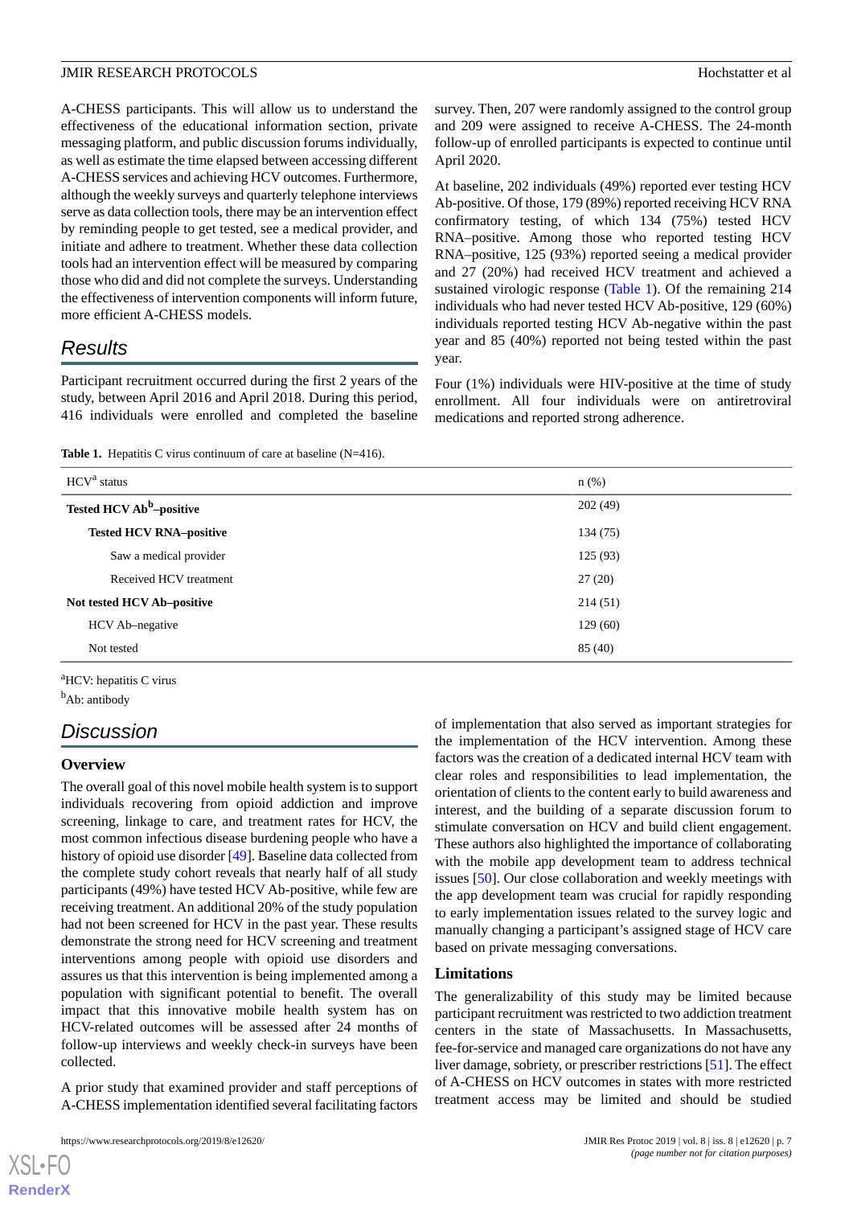A-CHESS participants. This will allow us to understand the effectiveness of the educational information section, private messaging platform, and public discussion forums individually, as well as estimate the time elapsed between accessing different A-CHESS services and achieving HCV outcomes. Furthermore, although the weekly surveys and quarterly telephone interviews serve as data collection tools, there may be an intervention effect by reminding people to get tested, see a medical provider, and initiate and adhere to treatment. Whether these data collection tools had an intervention effect will be measured by comparing those who did and did not complete the surveys. Understanding the effectiveness of intervention components will inform future, more efficient A-CHESS models.

## Results

Participant recruitment occurred during the first 2 years of the study, between April 2016 and April 2018. During this period, 416 individuals were enrolled and completed the baseline survey. Then, 207 were randomly assigned to the control group and 209 were assigned to receive A-CHESS. The 24-month follow-up of enrolled participants is expected to continue until April 2020.

At baseline, 202 individuals (49%) reported ever testing HCV Ab-positive. Of those, 179 (89%) reported receiving HCV RNA confirmatory testing, of which 134 (75%) tested HCV RNA–positive. Among those who reported testing HCV RNA–positive, 125 (93%) reported seeing a medical provider and 27 (20%) had received HCV treatment and achieved a sustained virologic response (Table 1). Of the remaining 214 individuals who had never tested HCV Ab-positive, 129 (60%) individuals reported testing HCV Ab-negative within the past year and 85 (40%) reported not being tested within the past year.

Four (1%) individuals were HIV-positive at the time of study enrollment. All four individuals were on antiretroviral medications and reported strong adherence.

**Table 1.** Hepatitis C virus continuum of care at baseline (N=416).

| HCV[a] status | n (%) |
|---|---|
| **Tested HCV Ab[b]–positive** | 202 (49) |
| **Tested HCV RNA–positive** | 134 (75) |
| Saw a medical provider | 125 (93) |
| Received HCV treatment | 27 (20) |
| **Not tested HCV Ab–positive** | 214 (51) |
| HCV Ab–negative | 129 (60) |
| Not tested | 85 (40) |

[a]HCV: hepatitis C virus

[b]Ab: antibody

## Discussion

### Overview

The overall goal of this novel mobile health system is to support individuals recovering from opioid addiction and improve screening, linkage to care, and treatment rates for HCV, the most common infectious disease burdening people who have a history of opioid use disorder [49]. Baseline data collected from the complete study cohort reveals that nearly half of all study participants (49%) have tested HCV Ab-positive, while few are receiving treatment. An additional 20% of the study population had not been screened for HCV in the past year. These results demonstrate the strong need for HCV screening and treatment interventions among people with opioid use disorders and assures us that this intervention is being implemented among a population with significant potential to benefit. The overall impact that this innovative mobile health system has on HCV-related outcomes will be assessed after 24 months of follow-up interviews and weekly check-in surveys have been collected.

A prior study that examined provider and staff perceptions of A-CHESS implementation identified several facilitating factors of implementation that also served as important strategies for the implementation of the HCV intervention. Among these factors was the creation of a dedicated internal HCV team with clear roles and responsibilities to lead implementation, the orientation of clients to the content early to build awareness and interest, and the building of a separate discussion forum to stimulate conversation on HCV and build client engagement. These authors also highlighted the importance of collaborating with the mobile app development team to address technical issues [50]. Our close collaboration and weekly meetings with the app development team was crucial for rapidly responding to early implementation issues related to the survey logic and manually changing a participant's assigned stage of HCV care based on private messaging conversations.

### Limitations

The generalizability of this study may be limited because participant recruitment was restricted to two addiction treatment centers in the state of Massachusetts. In Massachusetts, fee-for-service and managed care organizations do not have any liver damage, sobriety, or prescriber restrictions [51]. The effect of A-CHESS on HCV outcomes in states with more restricted treatment access may be limited and should be studied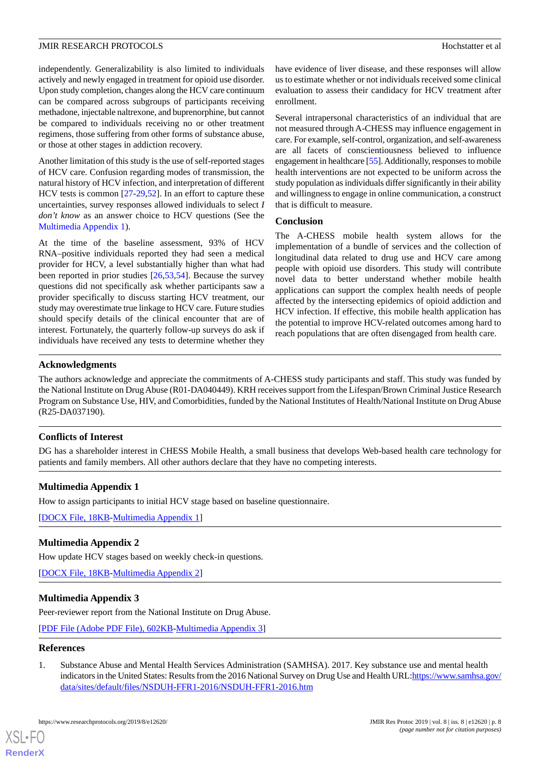independently. Generalizability is also limited to individuals actively and newly engaged in treatment for opioid use disorder. Upon study completion, changes along the HCV care continuum can be compared across subgroups of participants receiving methadone, injectable naltrexone, and buprenorphine, but cannot be compared to individuals receiving no or other treatment regimens, those suffering from other forms of substance abuse, or those at other stages in addiction recovery.

Another limitation of this study is the use of self-reported stages of HCV care. Confusion regarding modes of transmission, the natural history of HCV infection, and interpretation of different HCV tests is common [27-29,52]. In an effort to capture these uncertainties, survey responses allowed individuals to select *I don't know* as an answer choice to HCV questions (See the Multimedia Appendix 1).

At the time of the baseline assessment, 93% of HCV RNA–positive individuals reported they had seen a medical provider for HCV, a level substantially higher than what had been reported in prior studies [26,53,54]. Because the survey questions did not specifically ask whether participants saw a provider specifically to discuss starting HCV treatment, our study may overestimate true linkage to HCV care. Future studies should specify details of the clinical encounter that are of interest. Fortunately, the quarterly follow-up surveys do ask if individuals have received any tests to determine whether they have evidence of liver disease, and these responses will allow us to estimate whether or not individuals received some clinical evaluation to assess their candidacy for HCV treatment after enrollment.

Several intrapersonal characteristics of an individual that are not measured through A-CHESS may influence engagement in care. For example, self-control, organization, and self-awareness are all facets of conscientiousness believed to influence engagement in healthcare [55]. Additionally, responses to mobile health interventions are not expected to be uniform across the study population as individuals differ significantly in their ability and willingness to engage in online communication, a construct that is difficult to measure.

## Conclusion

The A-CHESS mobile health system allows for the implementation of a bundle of services and the collection of longitudinal data related to drug use and HCV care among people with opioid use disorders. This study will contribute novel data to better understand whether mobile health applications can support the complex health needs of people affected by the intersecting epidemics of opioid addiction and HCV infection. If effective, this mobile health application has the potential to improve HCV-related outcomes among hard to reach populations that are often disengaged from health care.

## Acknowledgments

The authors acknowledge and appreciate the commitments of A-CHESS study participants and staff. This study was funded by the National Institute on Drug Abuse (R01-DA040449). KRH receives support from the Lifespan/Brown Criminal Justice Research Program on Substance Use, HIV, and Comorbidities, funded by the National Institutes of Health/National Institute on Drug Abuse (R25-DA037190).

## Conflicts of Interest

DG has a shareholder interest in CHESS Mobile Health, a small business that develops Web-based health care technology for patients and family members. All other authors declare that they have no competing interests.

## Multimedia Appendix 1

How to assign participants to initial HCV stage based on baseline questionnaire.

[DOCX File, 18KB-Multimedia Appendix 1]

## Multimedia Appendix 2

How update HCV stages based on weekly check-in questions.

[DOCX File, 18KB-Multimedia Appendix 2]

## Multimedia Appendix 3

Peer-reviewer report from the National Institute on Drug Abuse.

[PDF File (Adobe PDF File), 602KB-Multimedia Appendix 3]

## References

1. Substance Abuse and Mental Health Services Administration (SAMHSA). 2017. Key substance use and mental health indicators in the United States: Results from the 2016 National Survey on Drug Use and Health URL:https://www.samhsa.gov/data/sites/default/files/NSDUH-FFR1-2016/NSDUH-FFR1-2016.htm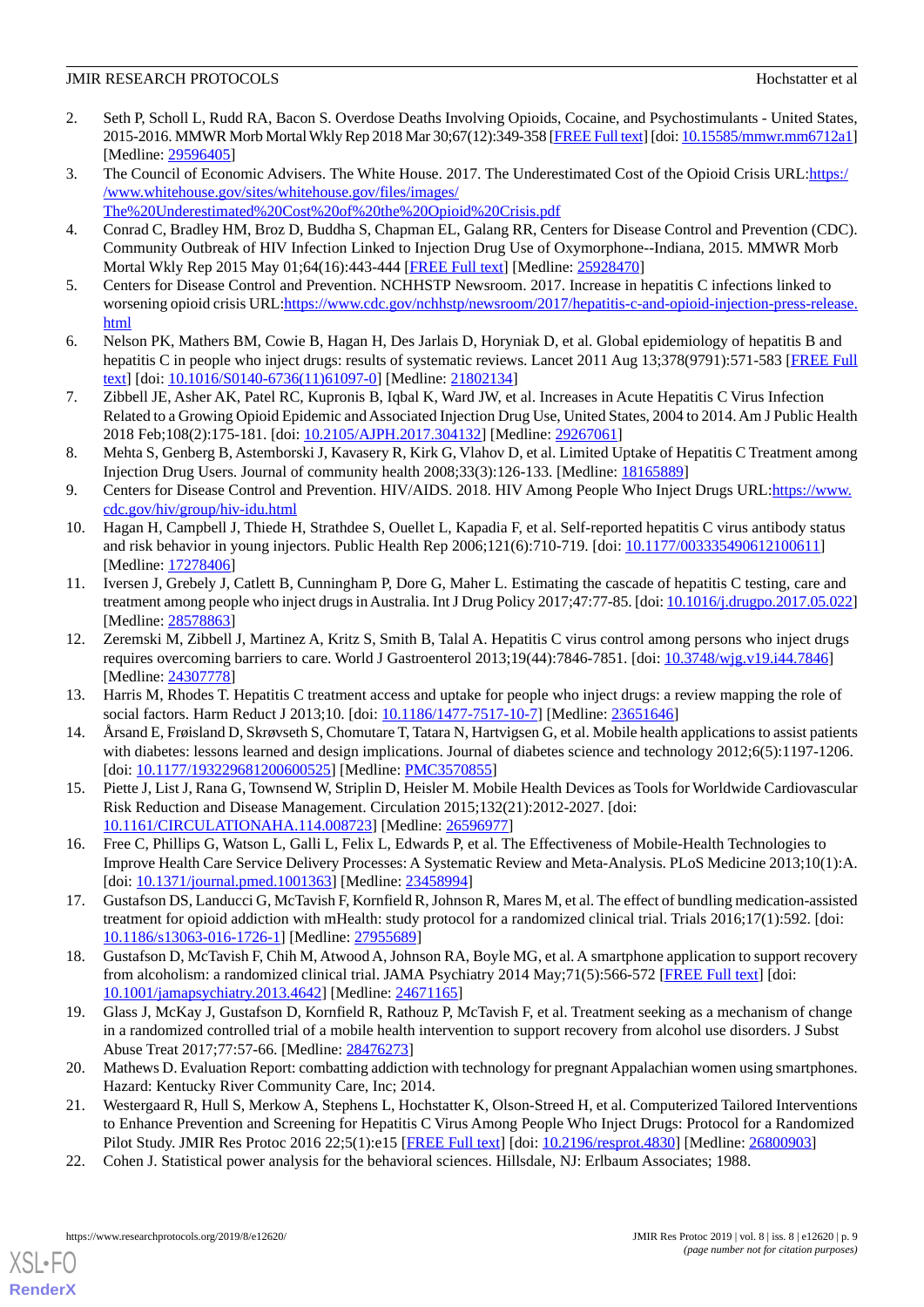2. Seth P, Scholl L, Rudd RA, Bacon S. Overdose Deaths Involving Opioids, Cocaine, and Psychostimulants - United States, 2015-2016. MMWR Morb Mortal Wkly Rep 2018 Mar 30;67(12):349-358 [FREE Full text] [doi: 10.15585/mmwr.mm6712a1] [Medline: 29596405]
3. The Council of Economic Advisers. The White House. 2017. The Underestimated Cost of the Opioid Crisis URL:https://www.whitehouse.gov/sites/whitehouse.gov/files/images/The%20Underestimated%20Cost%20of%20the%20Opioid%20Crisis.pdf
4. Conrad C, Bradley HM, Broz D, Buddha S, Chapman EL, Galang RR, Centers for Disease Control and Prevention (CDC). Community Outbreak of HIV Infection Linked to Injection Drug Use of Oxymorphone--Indiana, 2015. MMWR Morb Mortal Wkly Rep 2015 May 01;64(16):443-444 [FREE Full text] [Medline: 25928470]
5. Centers for Disease Control and Prevention. NCHHSTP Newsroom. 2017. Increase in hepatitis C infections linked to worsening opioid crisis URL:https://www.cdc.gov/nchhstp/newsroom/2017/hepatitis-c-and-opioid-injection-press-release.html
6. Nelson PK, Mathers BM, Cowie B, Hagan H, Des Jarlais D, Horyniak D, et al. Global epidemiology of hepatitis B and hepatitis C in people who inject drugs: results of systematic reviews. Lancet 2011 Aug 13;378(9791):571-583 [FREE Full text] [doi: 10.1016/S0140-6736(11)61097-0] [Medline: 21802134]
7. Zibbell JE, Asher AK, Patel RC, Kupronis B, Iqbal K, Ward JW, et al. Increases in Acute Hepatitis C Virus Infection Related to a Growing Opioid Epidemic and Associated Injection Drug Use, United States, 2004 to 2014. Am J Public Health 2018 Feb;108(2):175-181. [doi: 10.2105/AJPH.2017.304132] [Medline: 29267061]
8. Mehta S, Genberg B, Astemborski J, Kavasery R, Kirk G, Vlahov D, et al. Limited Uptake of Hepatitis C Treatment among Injection Drug Users. Journal of community health 2008;33(3):126-133. [Medline: 18165889]
9. Centers for Disease Control and Prevention. HIV/AIDS. 2018. HIV Among People Who Inject Drugs URL:https://www.cdc.gov/hiv/group/hiv-idu.html
10. Hagan H, Campbell J, Thiede H, Strathdee S, Ouellet L, Kapadia F, et al. Self-reported hepatitis C virus antibody status and risk behavior in young injectors. Public Health Rep 2006;121(6):710-719. [doi: 10.1177/003335490612100611] [Medline: 17278406]
11. Iversen J, Grebely J, Catlett B, Cunningham P, Dore G, Maher L. Estimating the cascade of hepatitis C testing, care and treatment among people who inject drugs in Australia. Int J Drug Policy 2017;47:77-85. [doi: 10.1016/j.drugpo.2017.05.022] [Medline: 28578863]
12. Zeremski M, Zibbell J, Martinez A, Kritz S, Smith B, Talal A. Hepatitis C virus control among persons who inject drugs requires overcoming barriers to care. World J Gastroenterol 2013;19(44):7846-7851. [doi: 10.3748/wjg.v19.i44.7846] [Medline: 24307778]
13. Harris M, Rhodes T. Hepatitis C treatment access and uptake for people who inject drugs: a review mapping the role of social factors. Harm Reduct J 2013;10. [doi: 10.1186/1477-7517-10-7] [Medline: 23651646]
14. Årsand E, Frøisland D, Skrøvseth S, Chomutare T, Tatara N, Hartvigsen G, et al. Mobile health applications to assist patients with diabetes: lessons learned and design implications. Journal of diabetes science and technology 2012;6(5):1197-1206. [doi: 10.1177/193229681200600525] [Medline: PMC3570855]
15. Piette J, List J, Rana G, Townsend W, Striplin D, Heisler M. Mobile Health Devices as Tools for Worldwide Cardiovascular Risk Reduction and Disease Management. Circulation 2015;132(21):2012-2027. [doi: 10.1161/CIRCULATIONAHA.114.008723] [Medline: 26596977]
16. Free C, Phillips G, Watson L, Galli L, Felix L, Edwards P, et al. The Effectiveness of Mobile-Health Technologies to Improve Health Care Service Delivery Processes: A Systematic Review and Meta-Analysis. PLoS Medicine 2013;10(1):A. [doi: 10.1371/journal.pmed.1001363] [Medline: 23458994]
17. Gustafson DS, Landucci G, McTavish F, Kornfield R, Johnson R, Mares M, et al. The effect of bundling medication-assisted treatment for opioid addiction with mHealth: study protocol for a randomized clinical trial. Trials 2016;17(1):592. [doi: 10.1186/s13063-016-1726-1] [Medline: 27955689]
18. Gustafson D, McTavish F, Chih M, Atwood A, Johnson RA, Boyle MG, et al. A smartphone application to support recovery from alcoholism: a randomized clinical trial. JAMA Psychiatry 2014 May;71(5):566-572 [FREE Full text] [doi: 10.1001/jamapsychiatry.2013.4642] [Medline: 24671165]
19. Glass J, McKay J, Gustafson D, Kornfield R, Rathouz P, McTavish F, et al. Treatment seeking as a mechanism of change in a randomized controlled trial of a mobile health intervention to support recovery from alcohol use disorders. J Subst Abuse Treat 2017;77:57-66. [Medline: 28476273]
20. Mathews D. Evaluation Report: combatting addiction with technology for pregnant Appalachian women using smartphones. Hazard: Kentucky River Community Care, Inc; 2014.
21. Westergaard R, Hull S, Merkow A, Stephens L, Hochstatter K, Olson-Streed H, et al. Computerized Tailored Interventions to Enhance Prevention and Screening for Hepatitis C Virus Among People Who Inject Drugs: Protocol for a Randomized Pilot Study. JMIR Res Protoc 2016 22;5(1):e15 [FREE Full text] [doi: 10.2196/resprot.4830] [Medline: 26800903]
22. Cohen J. Statistical power analysis for the behavioral sciences. Hillsdale, NJ: Erlbaum Associates; 1988.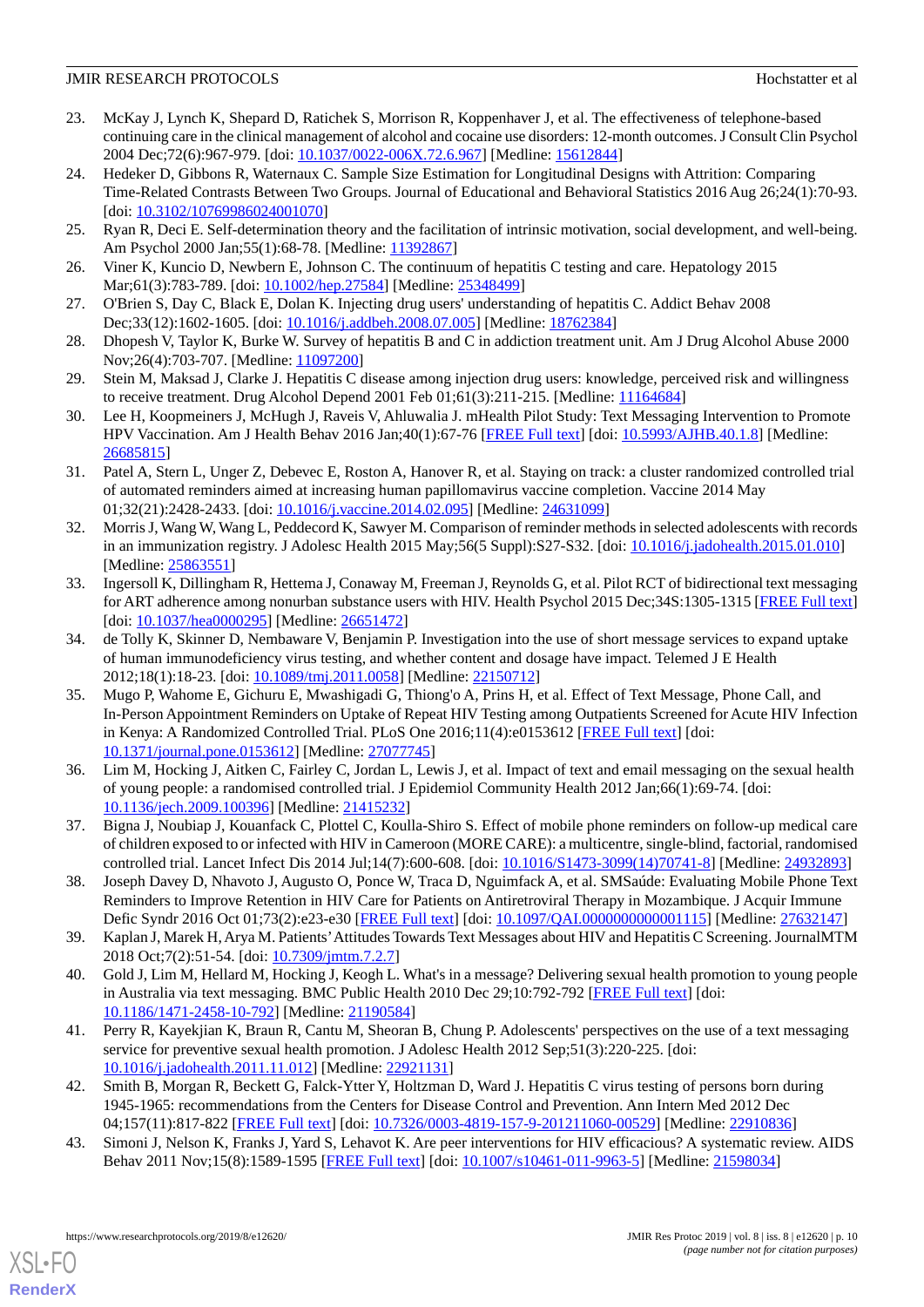23. McKay J, Lynch K, Shepard D, Ratichek S, Morrison R, Koppenhaver J, et al. The effectiveness of telephone-based continuing care in the clinical management of alcohol and cocaine use disorders: 12-month outcomes. J Consult Clin Psychol 2004 Dec;72(6):967-979. [doi: 10.1037/0022-006X.72.6.967] [Medline: 15612844]
24. Hedeker D, Gibbons R, Waternaux C. Sample Size Estimation for Longitudinal Designs with Attrition: Comparing Time-Related Contrasts Between Two Groups. Journal of Educational and Behavioral Statistics 2016 Aug 26;24(1):70-93. [doi: 10.3102/10769986024001070]
25. Ryan R, Deci E. Self-determination theory and the facilitation of intrinsic motivation, social development, and well-being. Am Psychol 2000 Jan;55(1):68-78. [Medline: 11392867]
26. Viner K, Kuncio D, Newbern E, Johnson C. The continuum of hepatitis C testing and care. Hepatology 2015 Mar;61(3):783-789. [doi: 10.1002/hep.27584] [Medline: 25348499]
27. O'Brien S, Day C, Black E, Dolan K. Injecting drug users' understanding of hepatitis C. Addict Behav 2008 Dec;33(12):1602-1605. [doi: 10.1016/j.addbeh.2008.07.005] [Medline: 18762384]
28. Dhopesh V, Taylor K, Burke W. Survey of hepatitis B and C in addiction treatment unit. Am J Drug Alcohol Abuse 2000 Nov;26(4):703-707. [Medline: 11097200]
29. Stein M, Maksad J, Clarke J. Hepatitis C disease among injection drug users: knowledge, perceived risk and willingness to receive treatment. Drug Alcohol Depend 2001 Feb 01;61(3):211-215. [Medline: 11164684]
30. Lee H, Koopmeiners J, McHugh J, Raveis V, Ahluwalia J. mHealth Pilot Study: Text Messaging Intervention to Promote HPV Vaccination. Am J Health Behav 2016 Jan;40(1):67-76 [FREE Full text] [doi: 10.5993/AJHB.40.1.8] [Medline: 26685815]
31. Patel A, Stern L, Unger Z, Debevec E, Roston A, Hanover R, et al. Staying on track: a cluster randomized controlled trial of automated reminders aimed at increasing human papillomavirus vaccine completion. Vaccine 2014 May 01;32(21):2428-2433. [doi: 10.1016/j.vaccine.2014.02.095] [Medline: 24631099]
32. Morris J, Wang W, Wang L, Peddecord K, Sawyer M. Comparison of reminder methods in selected adolescents with records in an immunization registry. J Adolesc Health 2015 May;56(5 Suppl):S27-S32. [doi: 10.1016/j.jadohealth.2015.01.010] [Medline: 25863551]
33. Ingersoll K, Dillingham R, Hettema J, Conaway M, Freeman J, Reynolds G, et al. Pilot RCT of bidirectional text messaging for ART adherence among nonurban substance users with HIV. Health Psychol 2015 Dec;34S:1305-1315 [FREE Full text] [doi: 10.1037/hea0000295] [Medline: 26651472]
34. de Tolly K, Skinner D, Nembaware V, Benjamin P. Investigation into the use of short message services to expand uptake of human immunodeficiency virus testing, and whether content and dosage have impact. Telemed J E Health 2012;18(1):18-23. [doi: 10.1089/tmj.2011.0058] [Medline: 22150712]
35. Mugo P, Wahome E, Gichuru E, Mwashigadi G, Thiong'o A, Prins H, et al. Effect of Text Message, Phone Call, and In-Person Appointment Reminders on Uptake of Repeat HIV Testing among Outpatients Screened for Acute HIV Infection in Kenya: A Randomized Controlled Trial. PLoS One 2016;11(4):e0153612 [FREE Full text] [doi: 10.1371/journal.pone.0153612] [Medline: 27077745]
36. Lim M, Hocking J, Aitken C, Fairley C, Jordan L, Lewis J, et al. Impact of text and email messaging on the sexual health of young people: a randomised controlled trial. J Epidemiol Community Health 2012 Jan;66(1):69-74. [doi: 10.1136/jech.2009.100396] [Medline: 21415232]
37. Bigna J, Noubiap J, Kouanfack C, Plottel C, Koulla-Shiro S. Effect of mobile phone reminders on follow-up medical care of children exposed to or infected with HIV in Cameroon (MORE CARE): a multicentre, single-blind, factorial, randomised controlled trial. Lancet Infect Dis 2014 Jul;14(7):600-608. [doi: 10.1016/S1473-3099(14)70741-8] [Medline: 24932893]
38. Joseph Davey D, Nhavoto J, Augusto O, Ponce W, Traca D, Nguimfack A, et al. SMSaúde: Evaluating Mobile Phone Text Reminders to Improve Retention in HIV Care for Patients on Antiretroviral Therapy in Mozambique. J Acquir Immune Defic Syndr 2016 Oct 01;73(2):e23-e30 [FREE Full text] [doi: 10.1097/QAI.0000000000001115] [Medline: 27632147]
39. Kaplan J, Marek H, Arya M. Patients' Attitudes Towards Text Messages about HIV and Hepatitis C Screening. JournalMTM 2018 Oct;7(2):51-54. [doi: 10.7309/jmtm.7.2.7]
40. Gold J, Lim M, Hellard M, Hocking J, Keogh L. What's in a message? Delivering sexual health promotion to young people in Australia via text messaging. BMC Public Health 2010 Dec 29;10:792-792 [FREE Full text] [doi: 10.1186/1471-2458-10-792] [Medline: 21190584]
41. Perry R, Kayekjian K, Braun R, Cantu M, Sheoran B, Chung P. Adolescents' perspectives on the use of a text messaging service for preventive sexual health promotion. J Adolesc Health 2012 Sep;51(3):220-225. [doi: 10.1016/j.jadohealth.2011.11.012] [Medline: 22921131]
42. Smith B, Morgan R, Beckett G, Falck-Ytter Y, Holtzman D, Ward J. Hepatitis C virus testing of persons born during 1945-1965: recommendations from the Centers for Disease Control and Prevention. Ann Intern Med 2012 Dec 04;157(11):817-822 [FREE Full text] [doi: 10.7326/0003-4819-157-9-201211060-00529] [Medline: 22910836]
43. Simoni J, Nelson K, Franks J, Yard S, Lehavot K. Are peer interventions for HIV efficacious? A systematic review. AIDS Behav 2011 Nov;15(8):1589-1595 [FREE Full text] [doi: 10.1007/s10461-011-9963-5] [Medline: 21598034]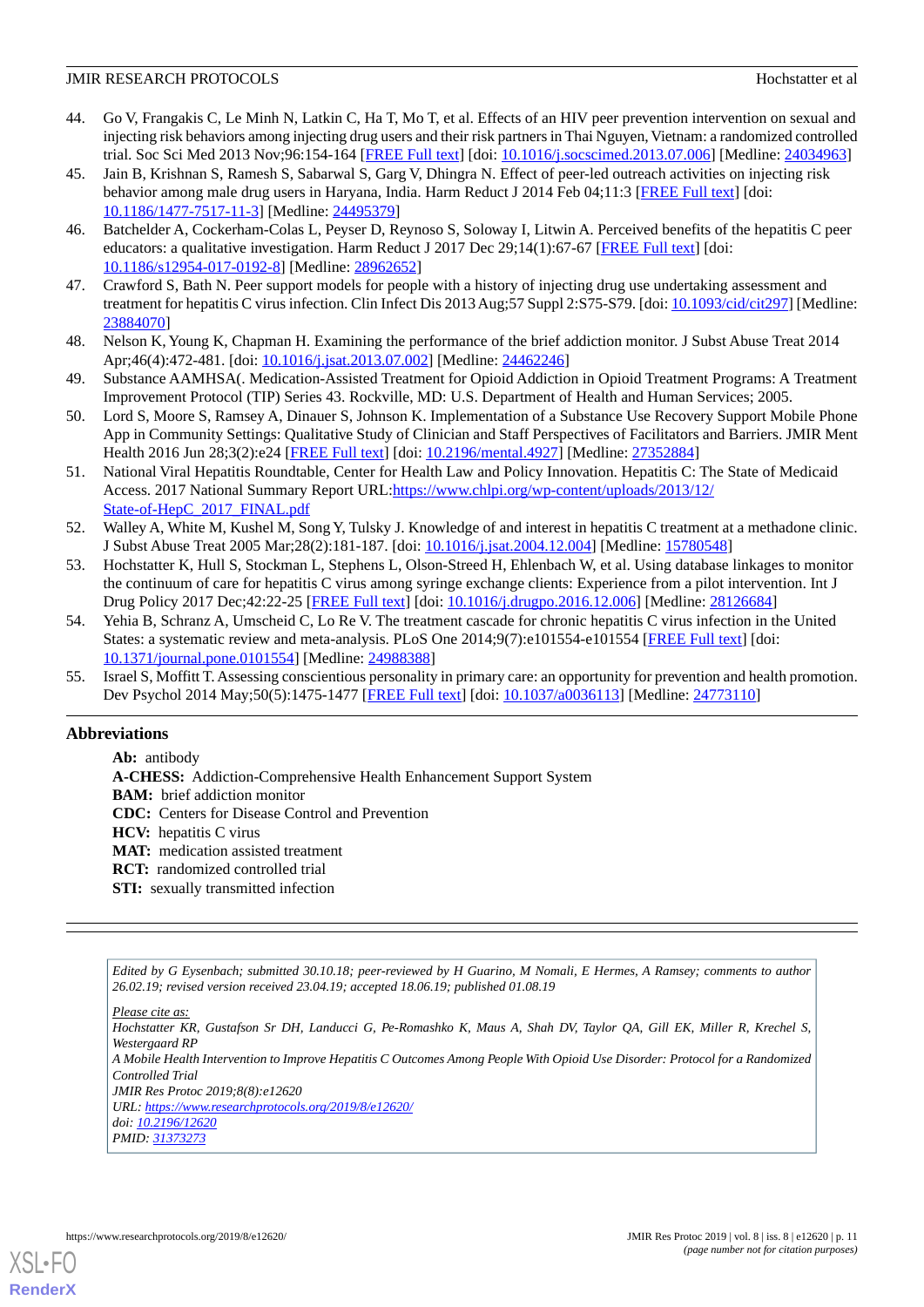44. Go V, Frangakis C, Le Minh N, Latkin C, Ha T, Mo T, et al. Effects of an HIV peer prevention intervention on sexual and injecting risk behaviors among injecting drug users and their risk partners in Thai Nguyen, Vietnam: a randomized controlled trial. Soc Sci Med 2013 Nov;96:154-164 [FREE Full text] [doi: 10.1016/j.socscimed.2013.07.006] [Medline: 24034963]
45. Jain B, Krishnan S, Ramesh S, Sabarwal S, Garg V, Dhingra N. Effect of peer-led outreach activities on injecting risk behavior among male drug users in Haryana, India. Harm Reduct J 2014 Feb 04;11:3 [FREE Full text] [doi: 10.1186/1477-7517-11-3] [Medline: 24495379]
46. Batchelder A, Cockerham-Colas L, Peyser D, Reynoso S, Soloway I, Litwin A. Perceived benefits of the hepatitis C peer educators: a qualitative investigation. Harm Reduct J 2017 Dec 29;14(1):67-67 [FREE Full text] [doi: 10.1186/s12954-017-0192-8] [Medline: 28962652]
47. Crawford S, Bath N. Peer support models for people with a history of injecting drug use undertaking assessment and treatment for hepatitis C virus infection. Clin Infect Dis 2013 Aug;57 Suppl 2:S75-S79. [doi: 10.1093/cid/cit297] [Medline: 23884070]
48. Nelson K, Young K, Chapman H. Examining the performance of the brief addiction monitor. J Subst Abuse Treat 2014 Apr;46(4):472-481. [doi: 10.1016/j.jsat.2013.07.002] [Medline: 24462246]
49. Substance AAMHSA(. Medication-Assisted Treatment for Opioid Addiction in Opioid Treatment Programs: A Treatment Improvement Protocol (TIP) Series 43. Rockville, MD: U.S. Department of Health and Human Services; 2005.
50. Lord S, Moore S, Ramsey A, Dinauer S, Johnson K. Implementation of a Substance Use Recovery Support Mobile Phone App in Community Settings: Qualitative Study of Clinician and Staff Perspectives of Facilitators and Barriers. JMIR Ment Health 2016 Jun 28;3(2):e24 [FREE Full text] [doi: 10.2196/mental.4927] [Medline: 27352884]
51. National Viral Hepatitis Roundtable, Center for Health Law and Policy Innovation. Hepatitis C: The State of Medicaid Access. 2017 National Summary Report URL:https://www.chlpi.org/wp-content/uploads/2013/12/State-of-HepC_2017_FINAL.pdf
52. Walley A, White M, Kushel M, Song Y, Tulsky J. Knowledge of and interest in hepatitis C treatment at a methadone clinic. J Subst Abuse Treat 2005 Mar;28(2):181-187. [doi: 10.1016/j.jsat.2004.12.004] [Medline: 15780548]
53. Hochstatter K, Hull S, Stockman L, Stephens L, Olson-Streed H, Ehlenbach W, et al. Using database linkages to monitor the continuum of care for hepatitis C virus among syringe exchange clients: Experience from a pilot intervention. Int J Drug Policy 2017 Dec;42:22-25 [FREE Full text] [doi: 10.1016/j.drugpo.2016.12.006] [Medline: 28126684]
54. Yehia B, Schranz A, Umscheid C, Lo Re V. The treatment cascade for chronic hepatitis C virus infection in the United States: a systematic review and meta-analysis. PLoS One 2014;9(7):e101554-e101554 [FREE Full text] [doi: 10.1371/journal.pone.0101554] [Medline: 24988388]
55. Israel S, Moffitt T. Assessing conscientious personality in primary care: an opportunity for prevention and health promotion. Dev Psychol 2014 May;50(5):1475-1477 [FREE Full text] [doi: 10.1037/a0036113] [Medline: 24773110]

## Abbreviations

**Ab:** antibody
**A-CHESS:** Addiction-Comprehensive Health Enhancement Support System
**BAM:** brief addiction monitor
**CDC:** Centers for Disease Control and Prevention
**HCV:** hepatitis C virus
**MAT:** medication assisted treatment
**RCT:** randomized controlled trial
**STI:** sexually transmitted infection

*Edited by G Eysenbach; submitted 30.10.18; peer-reviewed by H Guarino, M Nomali, E Hermes, A Ramsey; comments to author 26.02.19; revised version received 23.04.19; accepted 18.06.19; published 01.08.19*

*Please cite as:*
*Hochstatter KR, Gustafson Sr DH, Landucci G, Pe-Romashko K, Maus A, Shah DV, Taylor QA, Gill EK, Miller R, Krechel S, Westergaard RP*
*A Mobile Health Intervention to Improve Hepatitis C Outcomes Among People With Opioid Use Disorder: Protocol for a Randomized Controlled Trial*
*JMIR Res Protoc 2019;8(8):e12620*
*URL: https://www.researchprotocols.org/2019/8/e12620/*
*doi: 10.2196/12620*
*PMID: 31373273*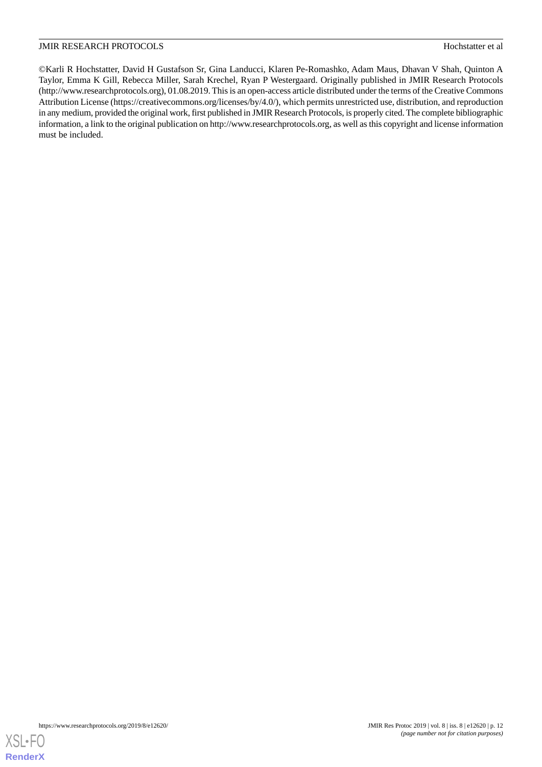©Karli R Hochstatter, David H Gustafson Sr, Gina Landucci, Klaren Pe-Romashko, Adam Maus, Dhavan V Shah, Quinton A Taylor, Emma K Gill, Rebecca Miller, Sarah Krechel, Ryan P Westergaard. Originally published in JMIR Research Protocols (http://www.researchprotocols.org), 01.08.2019. This is an open-access article distributed under the terms of the Creative Commons Attribution License (https://creativecommons.org/licenses/by/4.0/), which permits unrestricted use, distribution, and reproduction in any medium, provided the original work, first published in JMIR Research Protocols, is properly cited. The complete bibliographic information, a link to the original publication on http://www.researchprotocols.org, as well as this copyright and license information must be included.